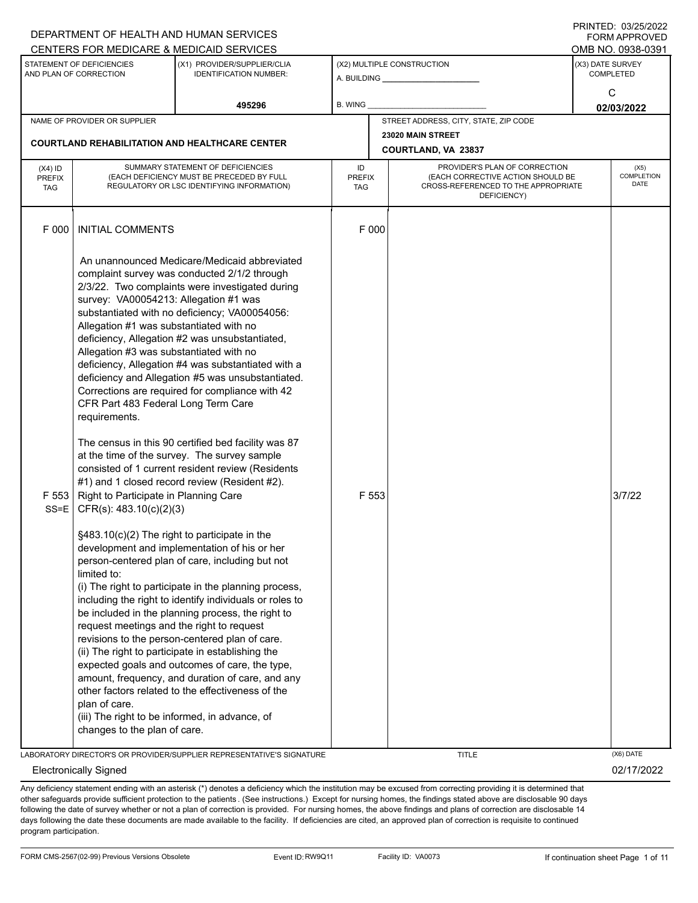DEPARTMENT OF HEALTH AND HUMAN SERVICES
CENTERS FOR MEDICARE & MEDICAID SERVICES

PRINTED: 03/25/2022
FORM APPROVED
OMB NO. 0938-0391

| STATEMENT OF DEFICIENCIES AND PLAN OF CORRECTION | (X1) PROVIDER/SUPPLIER/CLIA IDENTIFICATION NUMBER: | (X2) MULTIPLE CONSTRUCTION | (X3) DATE SURVEY COMPLETED |
|---|---|---|---|
| | 495296 | A. BUILDING ______ B. WING ______ | C 02/03/2022 |

| NAME OF PROVIDER OR SUPPLIER | STREET ADDRESS, CITY, STATE, ZIP CODE |
|---|---|
| COURTLAND REHABILITATION AND HEALTHCARE CENTER | 23020 MAIN STREET COURTLAND, VA 23837 |

| (X4) ID PREFIX TAG | SUMMARY STATEMENT OF DEFICIENCIES (EACH DEFICIENCY MUST BE PRECEDED BY FULL REGULATORY OR LSC IDENTIFYING INFORMATION) | ID PREFIX TAG | PROVIDER'S PLAN OF CORRECTION (EACH CORRECTIVE ACTION SHOULD BE CROSS-REFERENCED TO THE APPROPRIATE DEFICIENCY) | (X5) COMPLETION DATE |
|---|---|---|---|---|
| F 000 | INITIAL COMMENTS<br><br>An unannounced Medicare/Medicaid abbreviated complaint survey was conducted 2/1/2 through 2/3/22. Two complaints were investigated during survey: VA00054213: Allegation #1 was substantiated with no deficiency; VA00054056: Allegation #1 was substantiated with no deficiency, Allegation #2 was unsubstantiated, Allegation #3 was substantiated with no deficiency, Allegation #4 was substantiated with a deficiency and Allegation #5 was unsubstantiated. Corrections are required for compliance with 42 CFR Part 483 Federal Long Term Care requirements.<br><br>The census in this 90 certified bed facility was 87 at the time of the survey. The survey sample consisted of 1 current resident review (Residents #1) and 1 closed record review (Resident #2). | F 000 | | |
| F 553 SS=E | Right to Participate in Planning Care CFR(s): 483.10(c)(2)(3)<br><br>§483.10(c)(2) The right to participate in the development and implementation of his or her person-centered plan of care, including but not limited to:<br>(i) The right to participate in the planning process, including the right to identify individuals or roles to be included in the planning process, the right to request meetings and the right to request revisions to the person-centered plan of care.<br>(ii) The right to participate in establishing the expected goals and outcomes of care, the type, amount, frequency, and duration of care, and any other factors related to the effectiveness of the plan of care.<br>(iii) The right to be informed, in advance, of changes to the plan of care. | F 553 | | 3/7/22 |

LABORATORY DIRECTOR'S OR PROVIDER/SUPPLIER REPRESENTATIVE'S SIGNATURE: Electronically Signed
TITLE:
(X6) DATE: 02/17/2022

Any deficiency statement ending with an asterisk (*) denotes a deficiency which the institution may be excused from correcting providing it is determined that other safeguards provide sufficient protection to the patients . (See instructions.) Except for nursing homes, the findings stated above are disclosable 90 days following the date of survey whether or not a plan of correction is provided. For nursing homes, the above findings and plans of correction are disclosable 14 days following the date these documents are made available to the facility. If deficiencies are cited, an approved plan of correction is requisite to continued program participation.

FORM CMS-2567(02-99) Previous Versions Obsolete | Event ID: RW9Q11 | Facility ID: VA0073 | If continuation sheet Page 1 of 11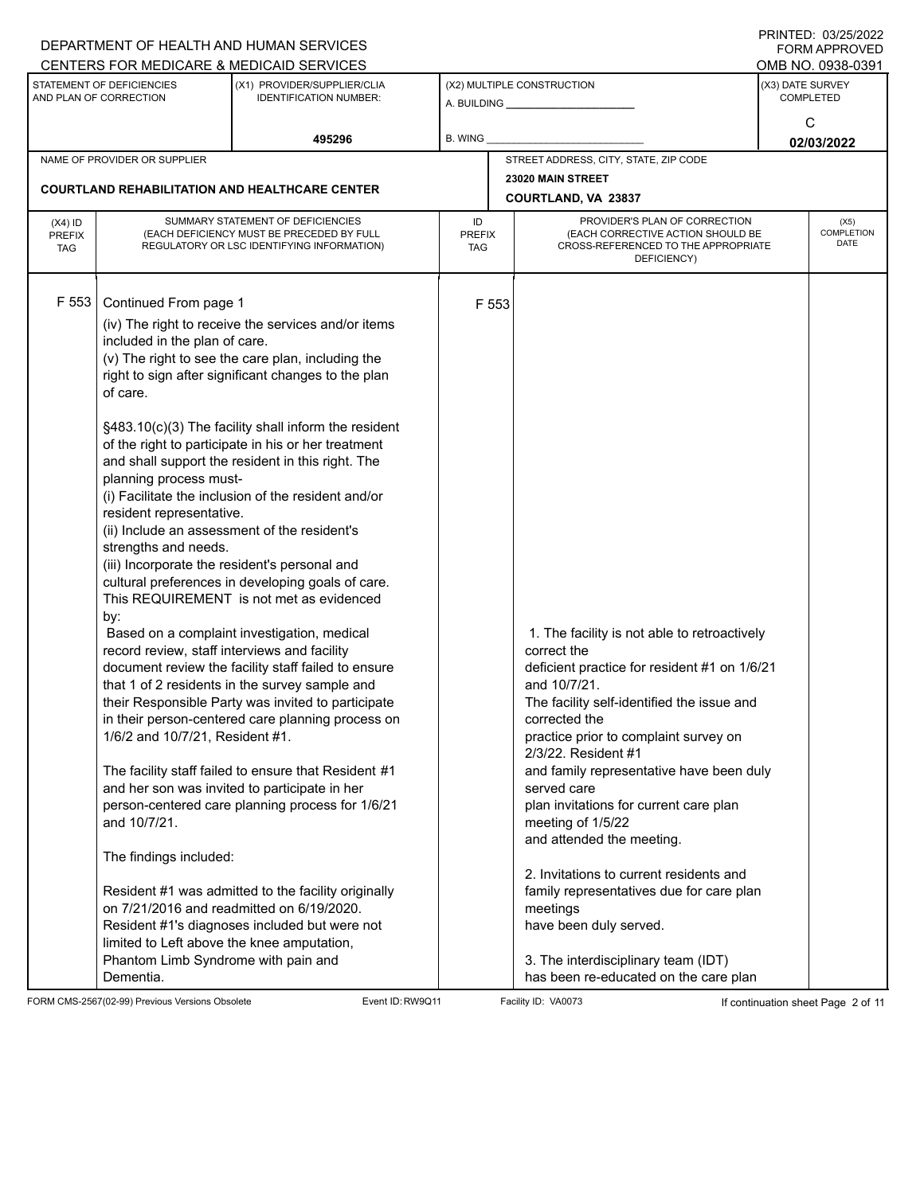DEPARTMENT OF HEALTH AND HUMAN SERVICES
CENTERS FOR MEDICARE & MEDICAID SERVICES

PRINTED: 03/25/2022
FORM APPROVED
OMB NO. 0938-0391

| STATEMENT OF DEFICIENCIES AND PLAN OF CORRECTION | (X1) PROVIDER/SUPPLIER/CLIA IDENTIFICATION NUMBER: | (X2) MULTIPLE CONSTRUCTION | (X3) DATE SURVEY COMPLETED |
|---|---|---|---|
| | 495296 | A. BUILDING ______ B. WING ______ | C 02/03/2022 |

| NAME OF PROVIDER OR SUPPLIER | STREET ADDRESS, CITY, STATE, ZIP CODE |
|---|---|
| COURTLAND REHABILITATION AND HEALTHCARE CENTER | 23020 MAIN STREET COURTLAND, VA 23837 |

| (X4) ID PREFIX TAG | SUMMARY STATEMENT OF DEFICIENCIES (EACH DEFICIENCY MUST BE PRECEDED BY FULL REGULATORY OR LSC IDENTIFYING INFORMATION) | ID PREFIX TAG | PROVIDER'S PLAN OF CORRECTION (EACH CORRECTIVE ACTION SHOULD BE CROSS-REFERENCED TO THE APPROPRIATE DEFICIENCY) | (X5) COMPLETION DATE |
|---|---|---|---|---|
| F 553 | Continued From page 1<br>(iv) The right to receive the services and/or items included in the plan of care.<br>(v) The right to see the care plan, including the right to sign after significant changes to the plan of care.<br><br>§483.10(c)(3) The facility shall inform the resident of the right to participate in his or her treatment and shall support the resident in this right. The planning process must-<br>(i) Facilitate the inclusion of the resident and/or resident representative.<br>(ii) Include an assessment of the resident's strengths and needs.<br>(iii) Incorporate the resident's personal and cultural preferences in developing goals of care.<br>This REQUIREMENT is not met as evidenced by:<br>Based on a complaint investigation, medical record review, staff interviews and facility document review the facility staff failed to ensure that 1 of 2 residents in the survey sample and their Responsible Party was invited to participate in their person-centered care planning process on 1/6/2 and 10/7/21, Resident #1.<br><br>The facility staff failed to ensure that Resident #1 and her son was invited to participate in her person-centered care planning process for 1/6/21 and 10/7/21.<br><br>The findings included:<br><br>Resident #1 was admitted to the facility originally on 7/21/2016 and readmitted on 6/19/2020. Resident #1's diagnoses included but were not limited to Left above the knee amputation, Phantom Limb Syndrome with pain and Dementia. | F 553 | 1. The facility is not able to retroactively correct the deficient practice for resident #1 on 1/6/21 and 10/7/21.<br>The facility self-identified the issue and corrected the practice prior to complaint survey on 2/3/22. Resident #1 and family representative have been duly served care plan invitations for current care plan meeting of 1/5/22 and attended the meeting.<br><br>2. Invitations to current residents and family representatives due for care plan meetings have been duly served.<br><br>3. The interdisciplinary team (IDT) has been re-educated on the care plan | |

FORM CMS-2567(02-99) Previous Versions Obsolete | Event ID: RW9Q11 | Facility ID: VA0073 | If continuation sheet Page 2 of 11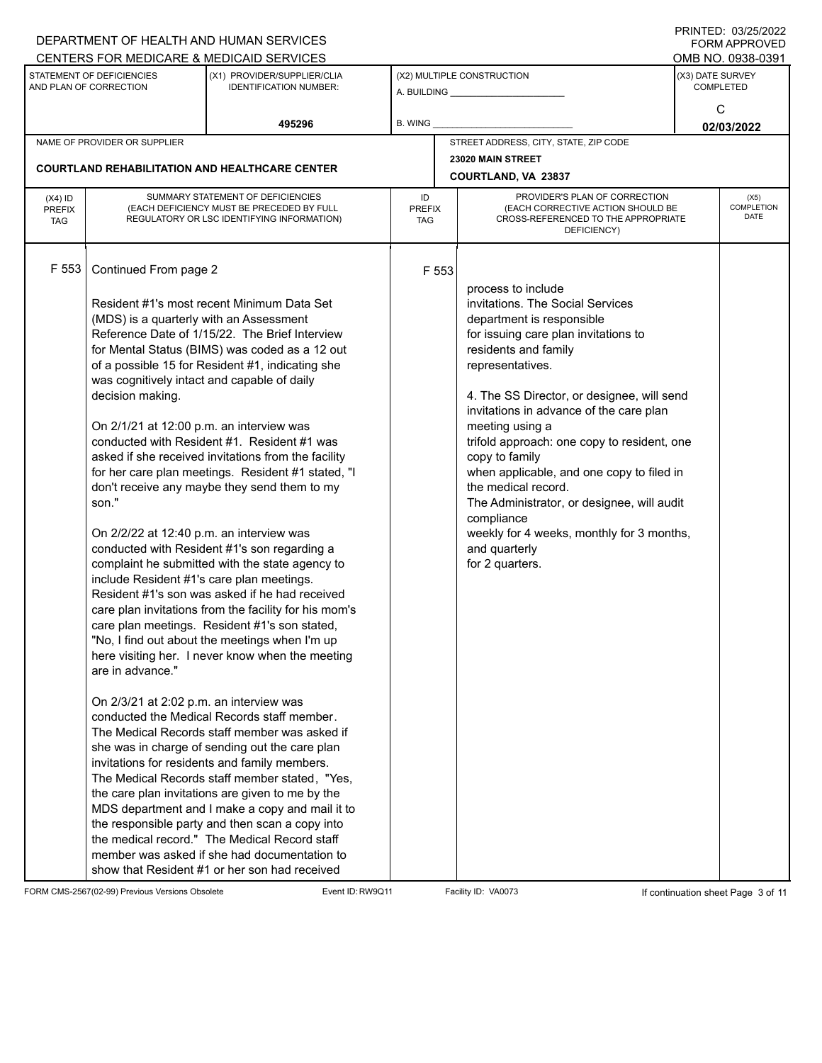DEPARTMENT OF HEALTH AND HUMAN SERVICES
CENTERS FOR MEDICARE & MEDICAID SERVICES

PRINTED: 03/25/2022
FORM APPROVED
OMB NO. 0938-0391

| STATEMENT OF DEFICIENCIES AND PLAN OF CORRECTION | (X1) PROVIDER/SUPPLIER/CLIA IDENTIFICATION NUMBER: | (X2) MULTIPLE CONSTRUCTION | (X3) DATE SURVEY COMPLETED |
|---|---|---|---|
| | 495296 | A. BUILDING ______ B. WING ______ | C 02/03/2022 |

| NAME OF PROVIDER OR SUPPLIER | STREET ADDRESS, CITY, STATE, ZIP CODE |
|---|---|
| COURTLAND REHABILITATION AND HEALTHCARE CENTER | 23020 MAIN STREET COURTLAND, VA 23837 |

| (X4) ID PREFIX TAG | SUMMARY STATEMENT OF DEFICIENCIES (EACH DEFICIENCY MUST BE PRECEDED BY FULL REGULATORY OR LSC IDENTIFYING INFORMATION) | ID PREFIX TAG | PROVIDER'S PLAN OF CORRECTION (EACH CORRECTIVE ACTION SHOULD BE CROSS-REFERENCED TO THE APPROPRIATE DEFICIENCY) | (X5) COMPLETION DATE |
|---|---|---|---|---|
| F 553 | Continued From page 2<br><br>Resident #1's most recent Minimum Data Set (MDS) is a quarterly with an Assessment Reference Date of 1/15/22. The Brief Interview for Mental Status (BIMS) was coded as a 12 out of a possible 15 for Resident #1, indicating she was cognitively intact and capable of daily decision making.<br><br>On 2/1/21 at 12:00 p.m. an interview was conducted with Resident #1. Resident #1 was asked if she received invitations from the facility for her care plan meetings. Resident #1 stated, "I don't receive any maybe they send them to my son."<br><br>On 2/2/22 at 12:40 p.m. an interview was conducted with Resident #1's son regarding a complaint he submitted with the state agency to include Resident #1's care plan meetings. Resident #1's son was asked if he had received care plan invitations from the facility for his mom's care plan meetings. Resident #1's son stated, "No, I find out about the meetings when I'm up here visiting her. I never know when the meeting are in advance."<br><br>On 2/3/21 at 2:02 p.m. an interview was conducted the Medical Records staff member. The Medical Records staff member was asked if she was in charge of sending out the care plan invitations for residents and family members. The Medical Records staff member stated, "Yes, the care plan invitations are given to me by the MDS department and I make a copy and mail it to the responsible party and then scan a copy into the medical record." The Medical Record staff member was asked if she had documentation to show that Resident #1 or her son had received | F 553 | process to include invitations. The Social Services department is responsible for issuing care plan invitations to residents and family representatives.<br><br>4. The SS Director, or designee, will send invitations in advance of the care plan meeting using a trifold approach: one copy to resident, one copy to family when applicable, and one copy to filed in the medical record.<br>The Administrator, or designee, will audit compliance weekly for 4 weeks, monthly for 3 months, and quarterly for 2 quarters. | |

FORM CMS-2567(02-99) Previous Versions Obsolete Event ID: RW9Q11 Facility ID: VA0073 If continuation sheet Page 3 of 11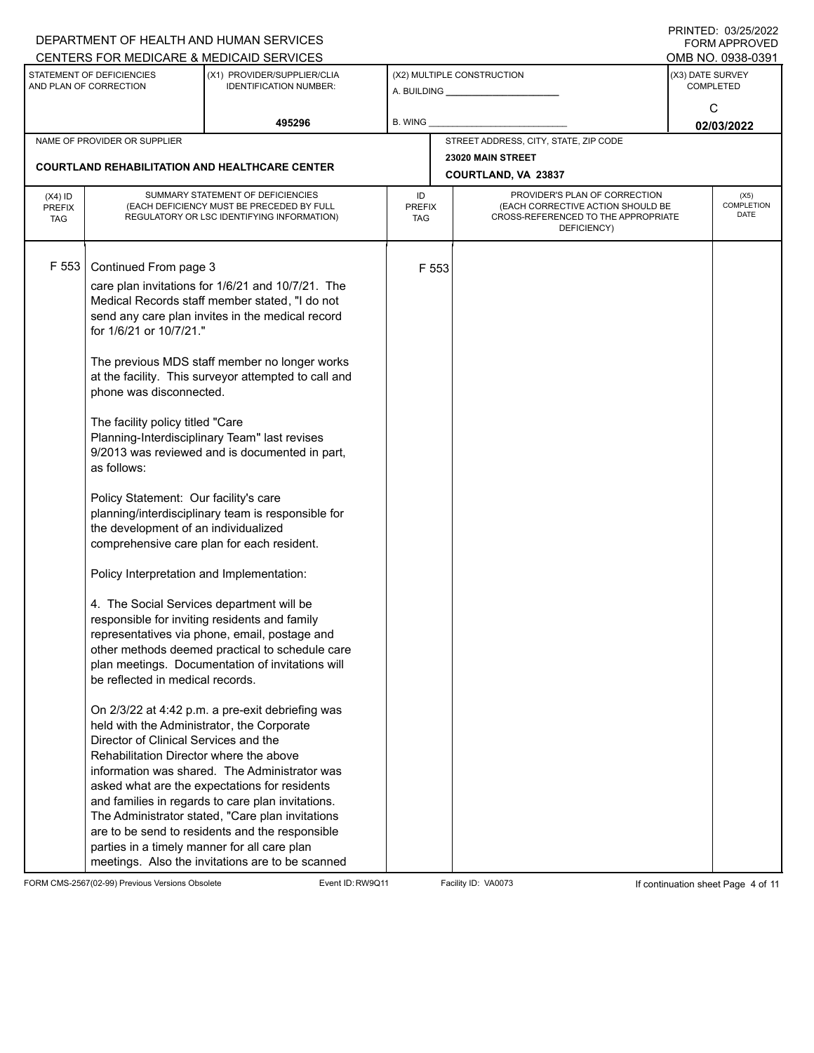DEPARTMENT OF HEALTH AND HUMAN SERVICES
CENTERS FOR MEDICARE & MEDICAID SERVICES

PRINTED: 03/25/2022
FORM APPROVED
OMB NO. 0938-0391

| STATEMENT OF DEFICIENCIES AND PLAN OF CORRECTION | (X1) PROVIDER/SUPPLIER/CLIA IDENTIFICATION NUMBER: | (X2) MULTIPLE CONSTRUCTION | (X3) DATE SURVEY COMPLETED |
|---|---|---|---|
| | 495296 | A. BUILDING _____ B. WING _____ | C 02/03/2022 |

| NAME OF PROVIDER OR SUPPLIER | STREET ADDRESS, CITY, STATE, ZIP CODE |
|---|---|
| COURTLAND REHABILITATION AND HEALTHCARE CENTER | 23020 MAIN STREET COURTLAND, VA 23837 |

| (X4) ID PREFIX TAG | SUMMARY STATEMENT OF DEFICIENCIES (EACH DEFICIENCY MUST BE PRECEDED BY FULL REGULATORY OR LSC IDENTIFYING INFORMATION) | ID PREFIX TAG | PROVIDER'S PLAN OF CORRECTION (EACH CORRECTIVE ACTION SHOULD BE CROSS-REFERENCED TO THE APPROPRIATE DEFICIENCY) | (X5) COMPLETION DATE |
|---|---|---|---|---|
| F 553 | Continued From page 3 | F 553 | | |

care plan invitations for 1/6/21 and 10/7/21. The Medical Records staff member stated, "I do not send any care plan invites in the medical record for 1/6/21 or 10/7/21."

The previous MDS staff member no longer works at the facility. This surveyor attempted to call and phone was disconnected.

The facility policy titled "Care Planning-Interdisciplinary Team" last revises 9/2013 was reviewed and is documented in part, as follows:

Policy Statement: Our facility's care planning/interdisciplinary team is responsible for the development of an individualized comprehensive care plan for each resident.

Policy Interpretation and Implementation:

4. The Social Services department will be responsible for inviting residents and family representatives via phone, email, postage and other methods deemed practical to schedule care plan meetings. Documentation of invitations will be reflected in medical records.

On 2/3/22 at 4:42 p.m. a pre-exit debriefing was held with the Administrator, the Corporate Director of Clinical Services and the Rehabilitation Director where the above information was shared. The Administrator was asked what are the expectations for residents and families in regards to care plan invitations. The Administrator stated, "Care plan invitations are to be send to residents and the responsible parties in a timely manner for all care plan meetings. Also the invitations are to be scanned

FORM CMS-2567(02-99) Previous Versions Obsolete | Event ID: RW9Q11 | Facility ID: VA0073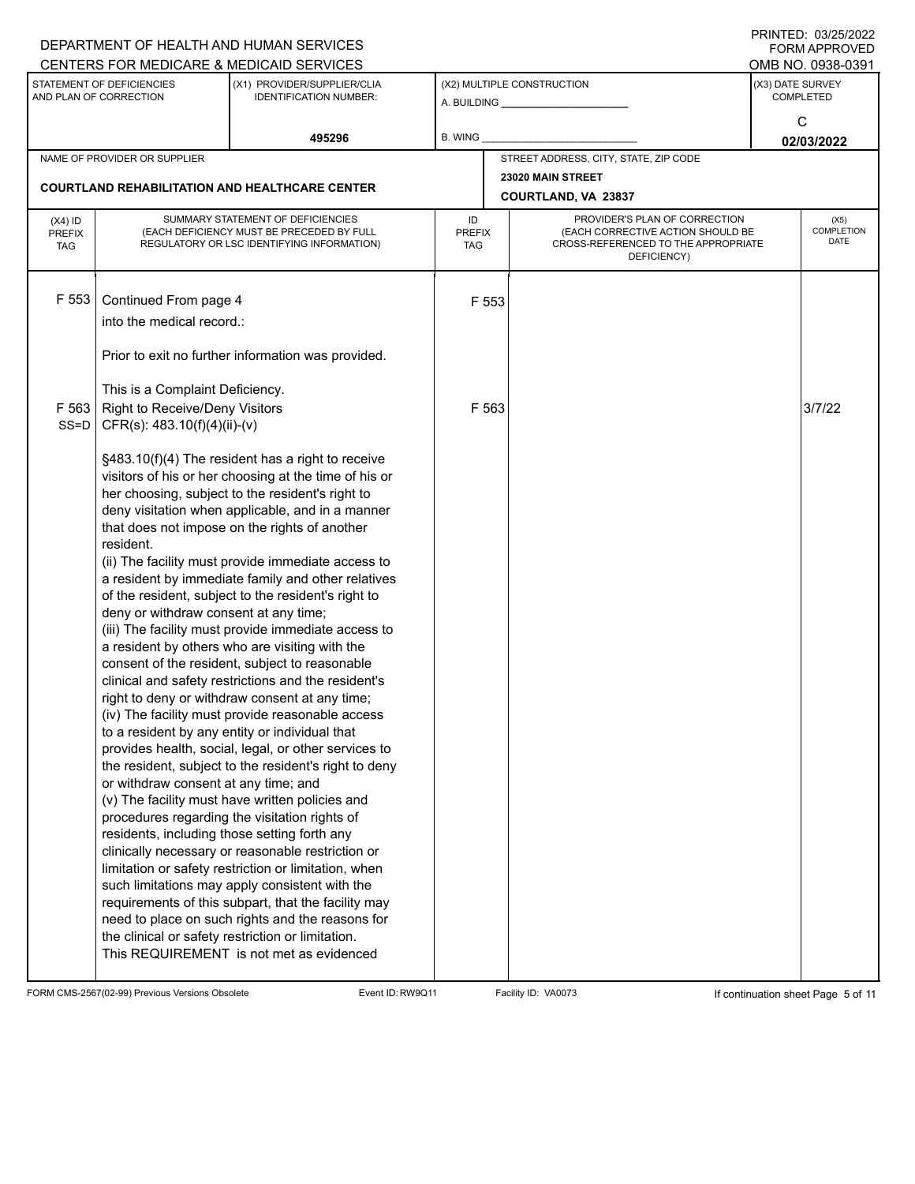DEPARTMENT OF HEALTH AND HUMAN SERVICES
CENTERS FOR MEDICARE & MEDICAID SERVICES

PRINTED: 03/25/2022
FORM APPROVED
OMB NO. 0938-0391

| STATEMENT OF DEFICIENCIES AND PLAN OF CORRECTION | (X1) PROVIDER/SUPPLIER/CLIA IDENTIFICATION NUMBER: | (X2) MULTIPLE CONSTRUCTION | (X3) DATE SURVEY COMPLETED |
|---|---|---|---|
| | 495296 | A. BUILDING ______ B. WING ______ | C 02/03/2022 |

| NAME OF PROVIDER OR SUPPLIER | STREET ADDRESS, CITY, STATE, ZIP CODE |
|---|---|
| COURTLAND REHABILITATION AND HEALTHCARE CENTER | 23020 MAIN STREET COURTLAND, VA 23837 |

| (X4) ID PREFIX TAG | SUMMARY STATEMENT OF DEFICIENCIES (EACH DEFICIENCY MUST BE PRECEDED BY FULL REGULATORY OR LSC IDENTIFYING INFORMATION) | ID PREFIX TAG | PROVIDER'S PLAN OF CORRECTION (EACH CORRECTIVE ACTION SHOULD BE CROSS-REFERENCED TO THE APPROPRIATE DEFICIENCY) | (X5) COMPLETION DATE |
|---|---|---|---|---|
| F 553 | Continued From page 4<br>into the medical record.:<br><br>Prior to exit no further information was provided.<br><br>This is a Complaint Deficiency. | F 553 | | |
| F 563 SS=D | Right to Receive/Deny Visitors<br>CFR(s): 483.10(f)(4)(ii)-(v)<br><br>§483.10(f)(4) The resident has a right to receive visitors of his or her choosing at the time of his or her choosing, subject to the resident's right to deny visitation when applicable, and in a manner that does not impose on the rights of another resident.<br>(ii) The facility must provide immediate access to a resident by immediate family and other relatives of the resident, subject to the resident's right to deny or withdraw consent at any time;<br>(iii) The facility must provide immediate access to a resident by others who are visiting with the consent of the resident, subject to reasonable clinical and safety restrictions and the resident's right to deny or withdraw consent at any time;<br>(iv) The facility must provide reasonable access to a resident by any entity or individual that provides health, social, legal, or other services to the resident, subject to the resident's right to deny or withdraw consent at any time; and<br>(v) The facility must have written policies and procedures regarding the visitation rights of residents, including those setting forth any clinically necessary or reasonable restriction or limitation or safety restriction or limitation, when such limitations may apply consistent with the requirements of this subpart, that the facility may need to place on such rights and the reasons for the clinical or safety restriction or limitation.<br>This REQUIREMENT is not met as evidenced | F 563 | | 3/7/22 |

FORM CMS-2567(02-99) Previous Versions Obsolete Event ID: RW9Q11 Facility ID: VA0073 If continuation sheet Page 5 of 11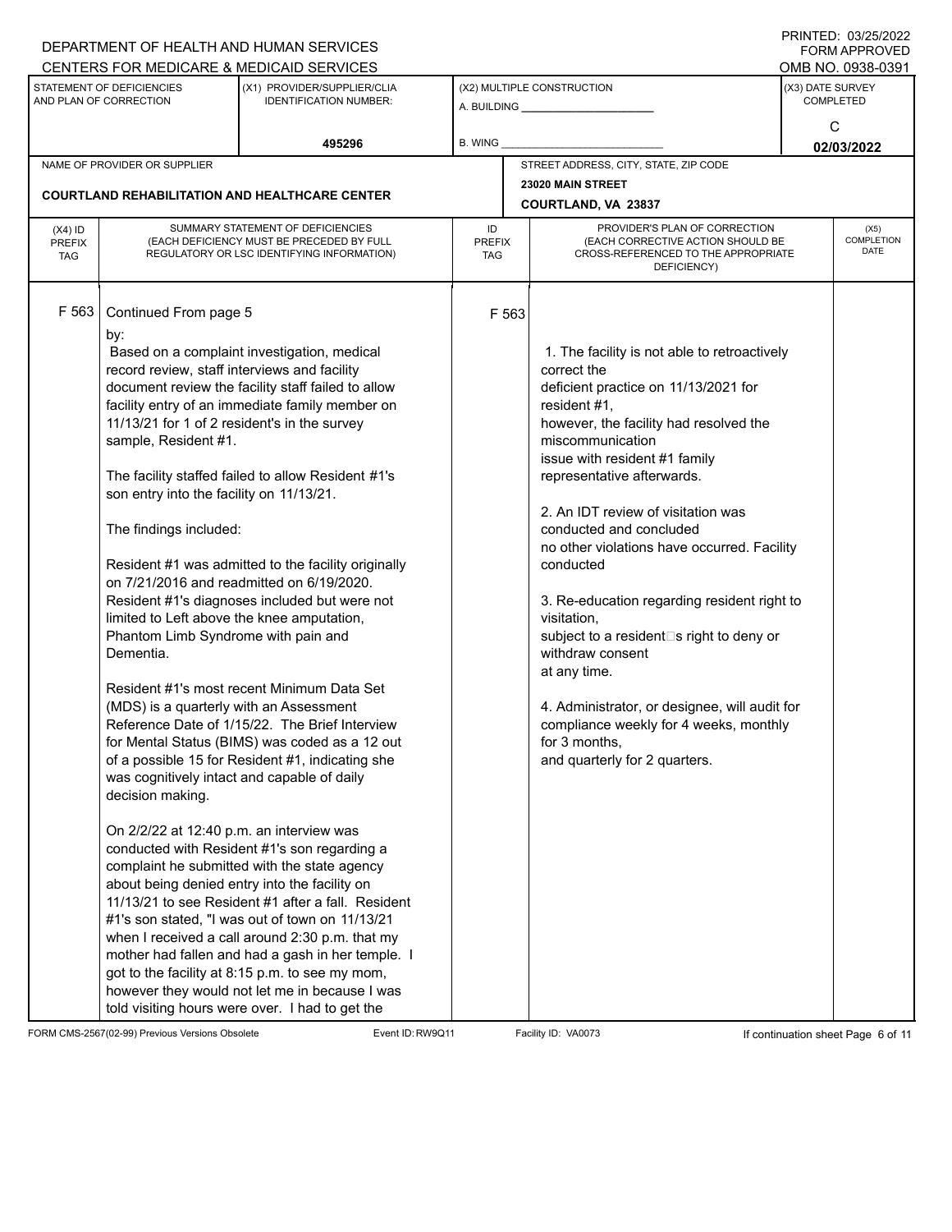DEPARTMENT OF HEALTH AND HUMAN SERVICES
CENTERS FOR MEDICARE & MEDICAID SERVICES

PRINTED: 03/25/2022
FORM APPROVED
OMB NO. 0938-0391

| STATEMENT OF DEFICIENCIES AND PLAN OF CORRECTION | (X1) PROVIDER/SUPPLIER/CLIA IDENTIFICATION NUMBER: | (X2) MULTIPLE CONSTRUCTION | (X3) DATE SURVEY COMPLETED |
|---|---|---|---|
| | 495296 | A. BUILDING ______ B. WING ______ | C 02/03/2022 |

| NAME OF PROVIDER OR SUPPLIER | STREET ADDRESS, CITY, STATE, ZIP CODE |
|---|---|
| COURTLAND REHABILITATION AND HEALTHCARE CENTER | 23020 MAIN STREET COURTLAND, VA 23837 |

| (X4) ID PREFIX TAG | SUMMARY STATEMENT OF DEFICIENCIES (EACH DEFICIENCY MUST BE PRECEDED BY FULL REGULATORY OR LSC IDENTIFYING INFORMATION) | ID PREFIX TAG | PROVIDER'S PLAN OF CORRECTION (EACH CORRECTIVE ACTION SHOULD BE CROSS-REFERENCED TO THE APPROPRIATE DEFICIENCY) | (X5) COMPLETION DATE |
|---|---|---|---|---|
| F 563 | Continued From page 5 | F 563 | | |

by:
Based on a complaint investigation, medical record review, staff interviews and facility document review the facility staff failed to allow facility entry of an immediate family member on 11/13/21 for 1 of 2 resident's in the survey sample, Resident #1.

The facility staffed failed to allow Resident #1's son entry into the facility on 11/13/21.

The findings included:

Resident #1 was admitted to the facility originally on 7/21/2016 and readmitted on 6/19/2020. Resident #1's diagnoses included but were not limited to Left above the knee amputation, Phantom Limb Syndrome with pain and Dementia.

Resident #1's most recent Minimum Data Set (MDS) is a quarterly with an Assessment Reference Date of 1/15/22. The Brief Interview for Mental Status (BIMS) was coded as a 12 out of a possible 15 for Resident #1, indicating she was cognitively intact and capable of daily decision making.

On 2/2/22 at 12:40 p.m. an interview was conducted with Resident #1's son regarding a complaint he submitted with the state agency about being denied entry into the facility on 11/13/21 to see Resident #1 after a fall. Resident #1's son stated, "I was out of town on 11/13/21 when I received a call around 2:30 p.m. that my mother had fallen and had a gash in her temple. I got to the facility at 8:15 p.m. to see my mom, however they would not let me in because I was told visiting hours were over. I had to get the

**Provider's Plan of Correction:**

1. The facility is not able to retroactively correct the deficient practice on 11/13/2021 for resident #1, however, the facility had resolved the miscommunication issue with resident #1 family representative afterwards.

2. An IDT review of visitation was conducted and concluded no other violations have occurred. Facility conducted

3. Re-education regarding resident right to visitation, subject to a resident□s right to deny or withdraw consent at any time.

4. Administrator, or designee, will audit for compliance weekly for 4 weeks, monthly for 3 months, and quarterly for 2 quarters.

FORM CMS-2567(02-99) Previous Versions Obsolete | Event ID: RW9Q11 | Facility ID: VA0073 | If continuation sheet Page 6 of 11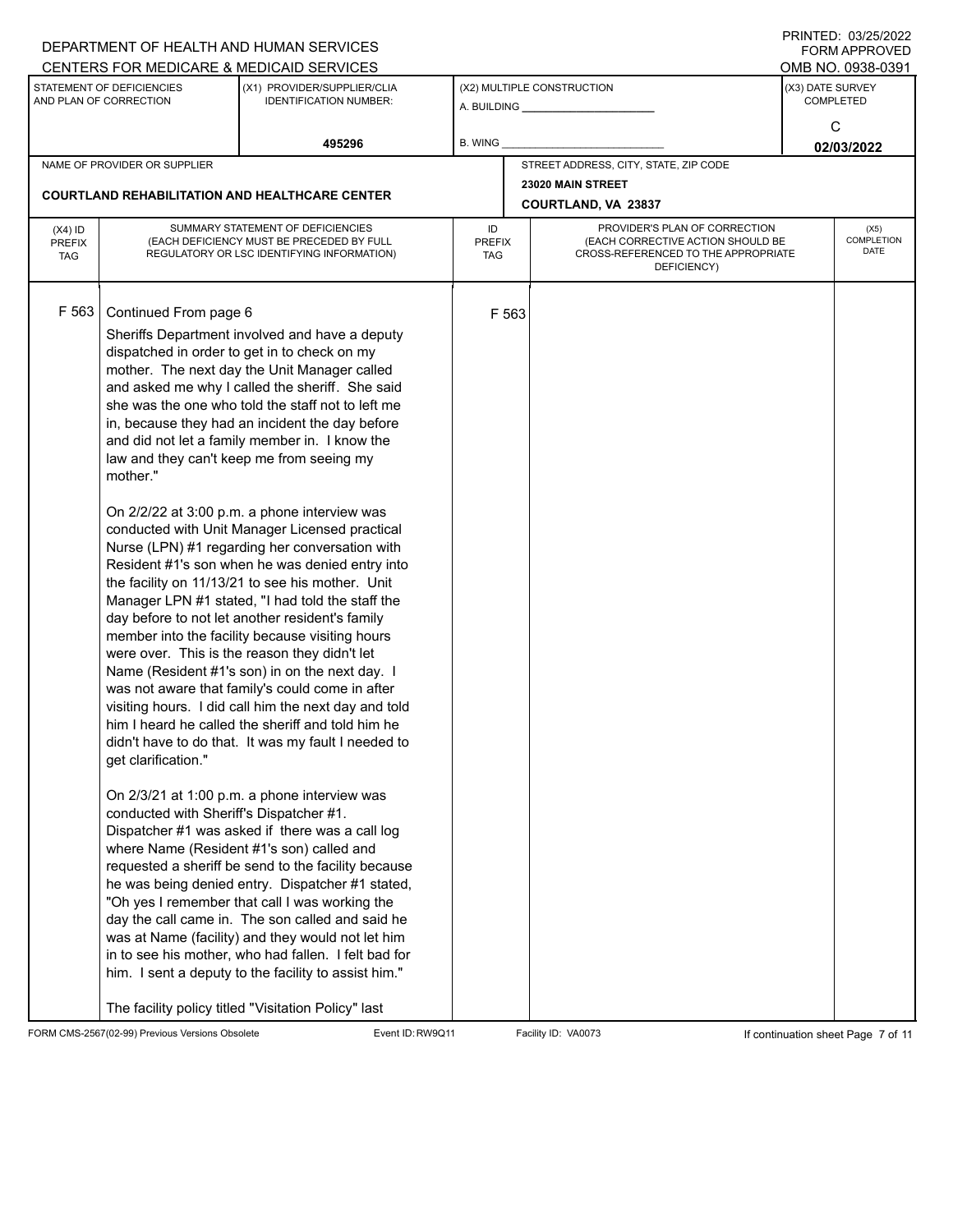DEPARTMENT OF HEALTH AND HUMAN SERVICES
CENTERS FOR MEDICARE & MEDICAID SERVICES

PRINTED: 03/25/2022
FORM APPROVED
OMB NO. 0938-0391

| STATEMENT OF DEFICIENCIES AND PLAN OF CORRECTION | (X1) PROVIDER/SUPPLIER/CLIA IDENTIFICATION NUMBER: | (X2) MULTIPLE CONSTRUCTION | (X3) DATE SURVEY COMPLETED |
|---|---|---|---|
| | 495296 | A. BUILDING ______ B. WING ______ | C 02/03/2022 |

| NAME OF PROVIDER OR SUPPLIER | STREET ADDRESS, CITY, STATE, ZIP CODE |
|---|---|
| COURTLAND REHABILITATION AND HEALTHCARE CENTER | 23020 MAIN STREET COURTLAND, VA 23837 |

| (X4) ID PREFIX TAG | SUMMARY STATEMENT OF DEFICIENCIES (EACH DEFICIENCY MUST BE PRECEDED BY FULL REGULATORY OR LSC IDENTIFYING INFORMATION) | ID PREFIX TAG | PROVIDER'S PLAN OF CORRECTION (EACH CORRECTIVE ACTION SHOULD BE CROSS-REFERENCED TO THE APPROPRIATE DEFICIENCY) | (X5) COMPLETION DATE |
|---|---|---|---|---|
| F 563 | Continued From page 6 | F 563 | | |

Sheriffs Department involved and have a deputy dispatched in order to get in to check on my mother. The next day the Unit Manager called and asked me why I called the sheriff. She said she was the one who told the staff not to left me in, because they had an incident the day before and did not let a family member in. I know the law and they can't keep me from seeing my mother."

On 2/2/22 at 3:00 p.m. a phone interview was conducted with Unit Manager Licensed practical Nurse (LPN) #1 regarding her conversation with Resident #1's son when he was denied entry into the facility on 11/13/21 to see his mother. Unit Manager LPN #1 stated, "I had told the staff the day before to not let another resident's family member into the facility because visiting hours were over. This is the reason they didn't let Name (Resident #1's son) in on the next day. I was not aware that family's could come in after visiting hours. I did call him the next day and told him I heard he called the sheriff and told him he didn't have to do that. It was my fault I needed to get clarification."

On 2/3/21 at 1:00 p.m. a phone interview was conducted with Sheriff's Dispatcher #1. Dispatcher #1 was asked if there was a call log where Name (Resident #1's son) called and requested a sheriff be send to the facility because he was being denied entry. Dispatcher #1 stated, "Oh yes I remember that call I was working the day the call came in. The son called and said he was at Name (facility) and they would not let him in to see his mother, who had fallen. I felt bad for him. I sent a deputy to the facility to assist him."

The facility policy titled "Visitation Policy" last

FORM CMS-2567(02-99) Previous Versions Obsolete Event ID: RW9Q11 Facility ID: VA0073 If continuation sheet Page 7 of 11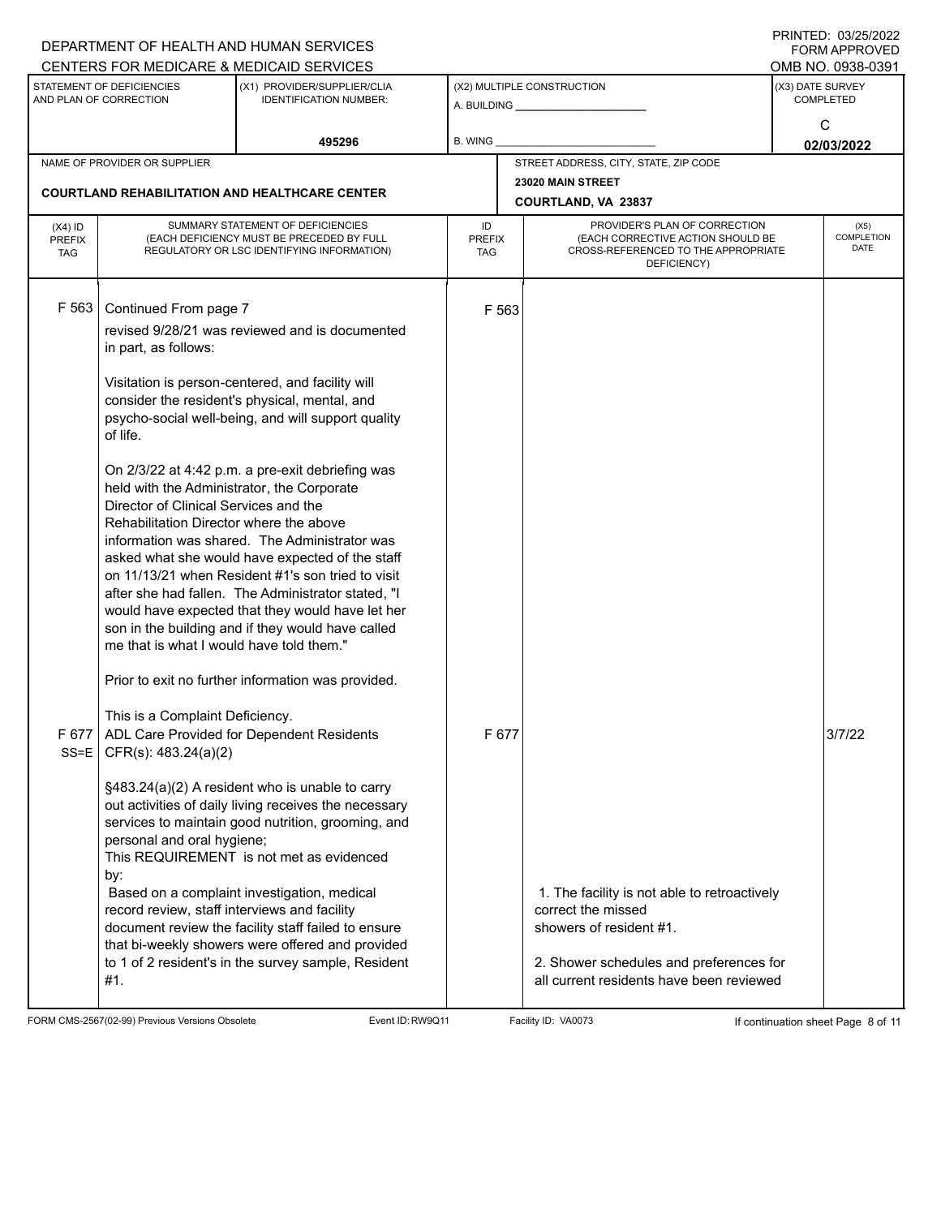DEPARTMENT OF HEALTH AND HUMAN SERVICES
CENTERS FOR MEDICARE & MEDICAID SERVICES

PRINTED: 03/25/2022
FORM APPROVED
OMB NO. 0938-0391

| STATEMENT OF DEFICIENCIES AND PLAN OF CORRECTION | (X1) PROVIDER/SUPPLIER/CLIA IDENTIFICATION NUMBER: | (X2) MULTIPLE CONSTRUCTION | (X3) DATE SURVEY COMPLETED |
|---|---|---|---|
| | 495296 | A. BUILDING ______ B. WING ______ | C 02/03/2022 |

| NAME OF PROVIDER OR SUPPLIER | STREET ADDRESS, CITY, STATE, ZIP CODE |
|---|---|
| COURTLAND REHABILITATION AND HEALTHCARE CENTER | 23020 MAIN STREET COURTLAND, VA 23837 |

| (X4) ID PREFIX TAG | SUMMARY STATEMENT OF DEFICIENCIES (EACH DEFICIENCY MUST BE PRECEDED BY FULL REGULATORY OR LSC IDENTIFYING INFORMATION) | ID PREFIX TAG | PROVIDER'S PLAN OF CORRECTION (EACH CORRECTIVE ACTION SHOULD BE CROSS-REFERENCED TO THE APPROPRIATE DEFICIENCY) | (X5) COMPLETION DATE |
|---|---|---|---|---|
| F 563 | Continued From page 7<br>revised 9/28/21 was reviewed and is documented in part, as follows:<br><br>Visitation is person-centered, and facility will consider the resident's physical, mental, and psycho-social well-being, and will support quality of life.<br><br>On 2/3/22 at 4:42 p.m. a pre-exit debriefing was held with the Administrator, the Corporate Director of Clinical Services and the Rehabilitation Director where the above information was shared. The Administrator was asked what she would have expected of the staff on 11/13/21 when Resident #1's son tried to visit after she had fallen. The Administrator stated, "I would have expected that they would have let her son in the building and if they would have called me that is what I would have told them."<br><br>Prior to exit no further information was provided.<br><br>This is a Complaint Deficiency. | F 563 | | |
| F 677 SS=E | ADL Care Provided for Dependent Residents CFR(s): 483.24(a)(2)<br><br>§483.24(a)(2) A resident who is unable to carry out activities of daily living receives the necessary services to maintain good nutrition, grooming, and personal and oral hygiene;<br>This REQUIREMENT is not met as evidenced by:<br>Based on a complaint investigation, medical record review, staff interviews and facility document review the facility staff failed to ensure that bi-weekly showers were offered and provided to 1 of 2 resident's in the survey sample, Resident #1. | F 677 | 1. The facility is not able to retroactively correct the missed showers of resident #1.<br><br>2. Shower schedules and preferences for all current residents have been reviewed | 3/7/22 |

FORM CMS-2567(02-99) Previous Versions Obsolete Event ID: RW9Q11 Facility ID: VA0073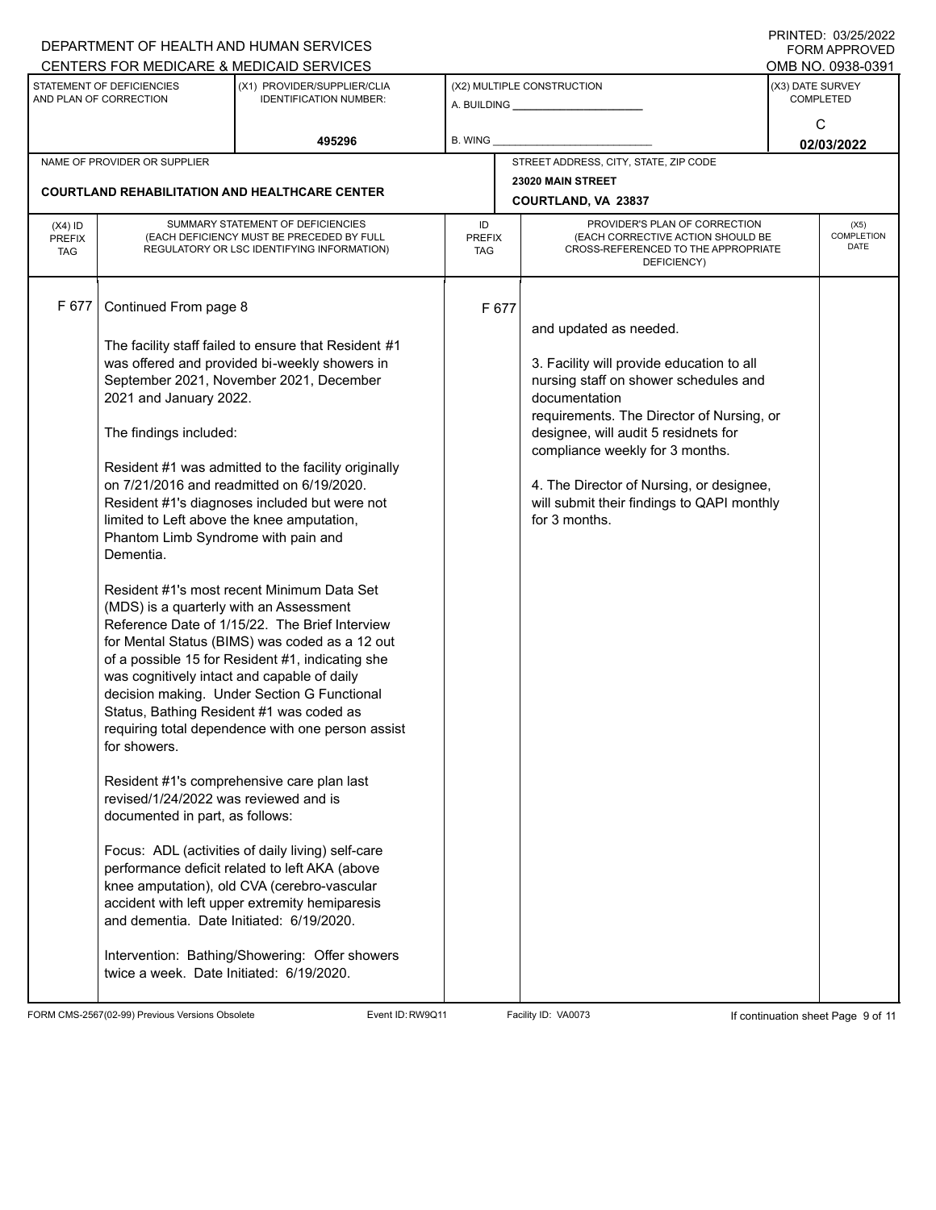DEPARTMENT OF HEALTH AND HUMAN SERVICES
CENTERS FOR MEDICARE & MEDICAID SERVICES

PRINTED: 03/25/2022
FORM APPROVED
OMB NO. 0938-0391

| STATEMENT OF DEFICIENCIES AND PLAN OF CORRECTION | (X1) PROVIDER/SUPPLIER/CLIA IDENTIFICATION NUMBER: | (X2) MULTIPLE CONSTRUCTION | (X3) DATE SURVEY COMPLETED |
|---|---|---|---|
| | 495296 | A. BUILDING ______ B. WING ______ | C 02/03/2022 |

| NAME OF PROVIDER OR SUPPLIER | STREET ADDRESS, CITY, STATE, ZIP CODE |
|---|---|
| COURTLAND REHABILITATION AND HEALTHCARE CENTER | 23020 MAIN STREET COURTLAND, VA 23837 |

| (X4) ID PREFIX TAG | SUMMARY STATEMENT OF DEFICIENCIES (EACH DEFICIENCY MUST BE PRECEDED BY FULL REGULATORY OR LSC IDENTIFYING INFORMATION) | ID PREFIX TAG | PROVIDER'S PLAN OF CORRECTION (EACH CORRECTIVE ACTION SHOULD BE CROSS-REFERENCED TO THE APPROPRIATE DEFICIENCY) | (X5) COMPLETION DATE |
|---|---|---|---|---|
| F 677 | Continued From page 8 | F 677 | and updated as needed. | |

**F 677** Continued From page 8

The facility staff failed to ensure that Resident #1 was offered and provided bi-weekly showers in September 2021, November 2021, December 2021 and January 2022.

The findings included:

Resident #1 was admitted to the facility originally on 7/21/2016 and readmitted on 6/19/2020. Resident #1's diagnoses included but were not limited to Left above the knee amputation, Phantom Limb Syndrome with pain and Dementia.

Resident #1's most recent Minimum Data Set (MDS) is a quarterly with an Assessment Reference Date of 1/15/22. The Brief Interview for Mental Status (BIMS) was coded as a 12 out of a possible 15 for Resident #1, indicating she was cognitively intact and capable of daily decision making. Under Section G Functional Status, Bathing Resident #1 was coded as requiring total dependence with one person assist for showers.

Resident #1's comprehensive care plan last revised/1/24/2022 was reviewed and is documented in part, as follows:

Focus: ADL (activities of daily living) self-care performance deficit related to left AKA (above knee amputation), old CVA (cerebro-vascular accident with left upper extremity hemiparesis and dementia. Date Initiated: 6/19/2020.

Intervention: Bathing/Showering: Offer showers twice a week. Date Initiated: 6/19/2020.

**Plan of Correction (F 677):**

and updated as needed.

3. Facility will provide education to all nursing staff on shower schedules and documentation requirements. The Director of Nursing, or designee, will audit 5 residnets for compliance weekly for 3 months.

4. The Director of Nursing, or designee, will submit their findings to QAPI monthly for 3 months.

FORM CMS-2567(02-99) Previous Versions Obsolete | Event ID: RW9Q11 | Facility ID: VA0073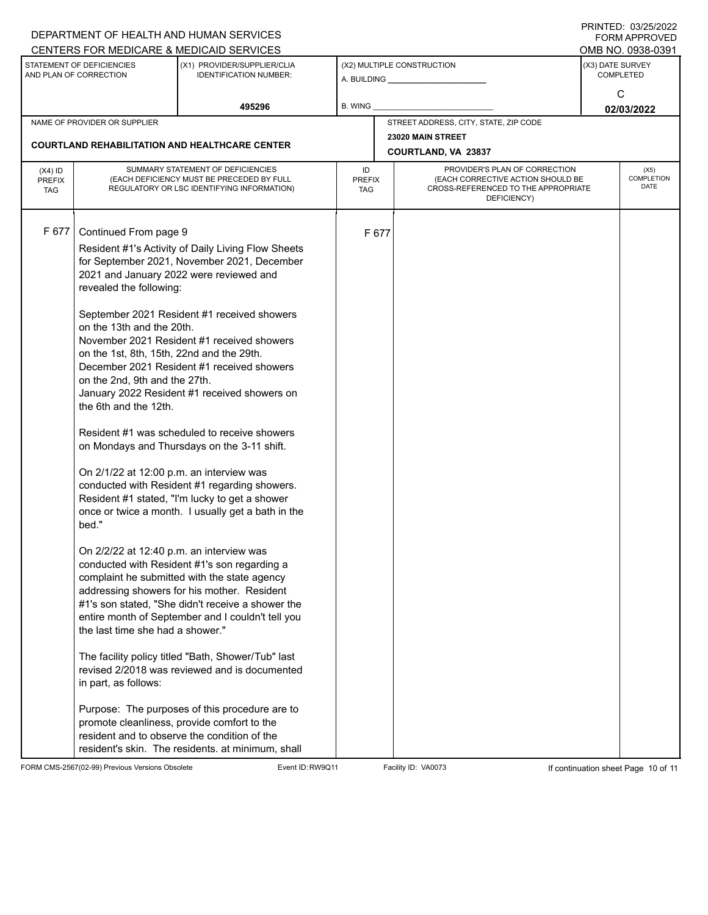DEPARTMENT OF HEALTH AND HUMAN SERVICES
CENTERS FOR MEDICARE & MEDICAID SERVICES

PRINTED: 03/25/2022
FORM APPROVED
OMB NO. 0938-0391

| STATEMENT OF DEFICIENCIES AND PLAN OF CORRECTION | (X1) PROVIDER/SUPPLIER/CLIA IDENTIFICATION NUMBER: | (X2) MULTIPLE CONSTRUCTION | (X3) DATE SURVEY COMPLETED |
|---|---|---|---|
| | 495296 | A. BUILDING ______ B. WING ______ | C 02/03/2022 |

| NAME OF PROVIDER OR SUPPLIER | STREET ADDRESS, CITY, STATE, ZIP CODE |
|---|---|
| COURTLAND REHABILITATION AND HEALTHCARE CENTER | 23020 MAIN STREET COURTLAND, VA 23837 |

| (X4) ID PREFIX TAG | SUMMARY STATEMENT OF DEFICIENCIES (EACH DEFICIENCY MUST BE PRECEDED BY FULL REGULATORY OR LSC IDENTIFYING INFORMATION) | ID PREFIX TAG | PROVIDER'S PLAN OF CORRECTION (EACH CORRECTIVE ACTION SHOULD BE CROSS-REFERENCED TO THE APPROPRIATE DEFICIENCY) | (X5) COMPLETION DATE |
|---|---|---|---|---|
| F 677 | Continued From page 9 | F 677 | | |

Resident #1's Activity of Daily Living Flow Sheets for September 2021, November 2021, December 2021 and January 2022 were reviewed and revealed the following:

September 2021 Resident #1 received showers on the 13th and the 20th.
November 2021 Resident #1 received showers on the 1st, 8th, 15th, 22nd and the 29th.
December 2021 Resident #1 received showers on the 2nd, 9th and the 27th.
January 2022 Resident #1 received showers on the 6th and the 12th.

Resident #1 was scheduled to receive showers on Mondays and Thursdays on the 3-11 shift.

On 2/1/22 at 12:00 p.m. an interview was conducted with Resident #1 regarding showers. Resident #1 stated, "I'm lucky to get a shower once or twice a month. I usually get a bath in the bed."

On 2/2/22 at 12:40 p.m. an interview was conducted with Resident #1's son regarding a complaint he submitted with the state agency addressing showers for his mother. Resident #1's son stated, "She didn't receive a shower the entire month of September and I couldn't tell you the last time she had a shower."

The facility policy titled "Bath, Shower/Tub" last revised 2/2018 was reviewed and is documented in part, as follows:

Purpose: The purposes of this procedure are to promote cleanliness, provide comfort to the resident and to observe the condition of the resident's skin. The residents. at minimum, shall

FORM CMS-2567(02-99) Previous Versions Obsolete Event ID: RW9Q11 Facility ID: VA0073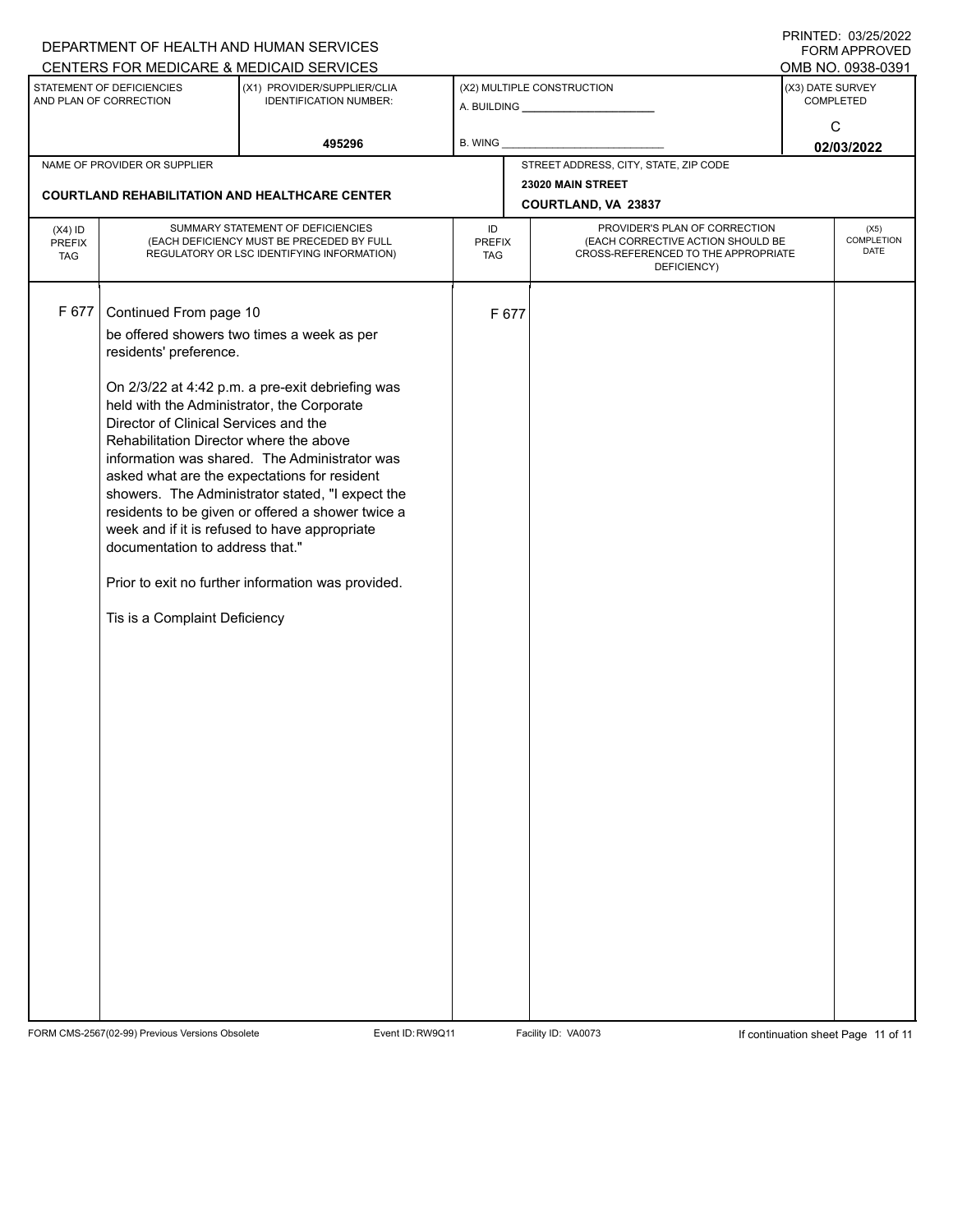DEPARTMENT OF HEALTH AND HUMAN SERVICES
CENTERS FOR MEDICARE & MEDICAID SERVICES

PRINTED: 03/25/2022
FORM APPROVED
OMB NO. 0938-0391

| STATEMENT OF DEFICIENCIES AND PLAN OF CORRECTION | (X1) PROVIDER/SUPPLIER/CLIA IDENTIFICATION NUMBER: | (X2) MULTIPLE CONSTRUCTION | (X3) DATE SURVEY COMPLETED |
|---|---|---|---|
| | 495296 | A. BUILDING _______ B. WING _______ | C 02/03/2022 |

| NAME OF PROVIDER OR SUPPLIER | STREET ADDRESS, CITY, STATE, ZIP CODE |
|---|---|
| COURTLAND REHABILITATION AND HEALTHCARE CENTER | 23020 MAIN STREET COURTLAND, VA 23837 |

| (X4) ID PREFIX TAG | SUMMARY STATEMENT OF DEFICIENCIES (EACH DEFICIENCY MUST BE PRECEDED BY FULL REGULATORY OR LSC IDENTIFYING INFORMATION) | ID PREFIX TAG | PROVIDER'S PLAN OF CORRECTION (EACH CORRECTIVE ACTION SHOULD BE CROSS-REFERENCED TO THE APPROPRIATE DEFICIENCY) | (X5) COMPLETION DATE |
|---|---|---|---|---|
| F 677 | Continued From page 10<br>be offered showers two times a week as per residents' preference.<br><br>On 2/3/22 at 4:42 p.m. a pre-exit debriefing was held with the Administrator, the Corporate Director of Clinical Services and the Rehabilitation Director where the above information was shared. The Administrator was asked what are the expectations for resident showers. The Administrator stated, "I expect the residents to be given or offered a shower twice a week and if it is refused to have appropriate documentation to address that."<br><br>Prior to exit no further information was provided.<br><br>Tis is a Complaint Deficiency | F 677 | | |

FORM CMS-2567(02-99) Previous Versions Obsolete Event ID: RW9Q11 Facility ID: VA0073